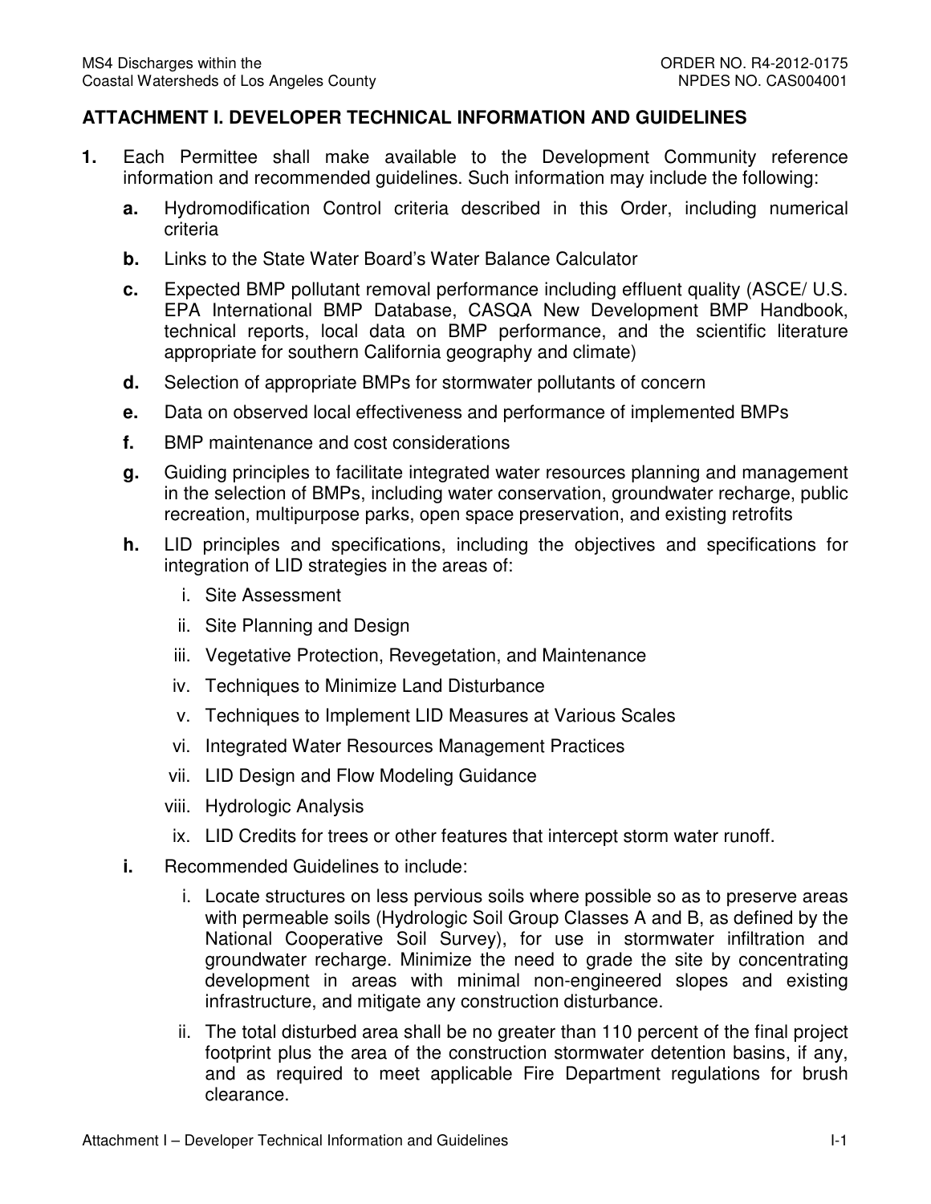## ATTACHMENT I. DEVELOPER TECHNICAL INFORMATION AND GUIDELINES

**1.** Each Permittee shall make available to the Development Community reference information and recommended guidelines. Such information may include the following:

- **a.** Hydromodification Control criteria described in this Order, including numerical criteria
- **b.** Links to the State Water Board's Water Balance Calculator
- **c.** Expected BMP pollutant removal performance including effluent quality (ASCE/ U.S. EPA International BMP Database, CASQA New Development BMP Handbook, technical reports, local data on BMP performance, and the scientific literature appropriate for southern California geography and climate)
- **d.** Selection of appropriate BMPs for stormwater pollutants of concern
- **e.** Data on observed local effectiveness and performance of implemented BMPs
- **f.** BMP maintenance and cost considerations
- **g.** Guiding principles to facilitate integrated water resources planning and management in the selection of BMPs, including water conservation, groundwater recharge, public recreation, multipurpose parks, open space preservation, and existing retrofits
- **h.** LID principles and specifications, including the objectives and specifications for integration of LID strategies in the areas of:
  - i. Site Assessment
  - ii. Site Planning and Design
  - iii. Vegetative Protection, Revegetation, and Maintenance
  - iv. Techniques to Minimize Land Disturbance
  - v. Techniques to Implement LID Measures at Various Scales
  - vi. Integrated Water Resources Management Practices
  - vii. LID Design and Flow Modeling Guidance
  - viii. Hydrologic Analysis
  - ix. LID Credits for trees or other features that intercept storm water runoff.
- **i.** Recommended Guidelines to include:
  - i. Locate structures on less pervious soils where possible so as to preserve areas with permeable soils (Hydrologic Soil Group Classes A and B, as defined by the National Cooperative Soil Survey), for use in stormwater infiltration and groundwater recharge. Minimize the need to grade the site by concentrating development in areas with minimal non-engineered slopes and existing infrastructure, and mitigate any construction disturbance.
  - ii. The total disturbed area shall be no greater than 110 percent of the final project footprint plus the area of the construction stormwater detention basins, if any, and as required to meet applicable Fire Department regulations for brush clearance.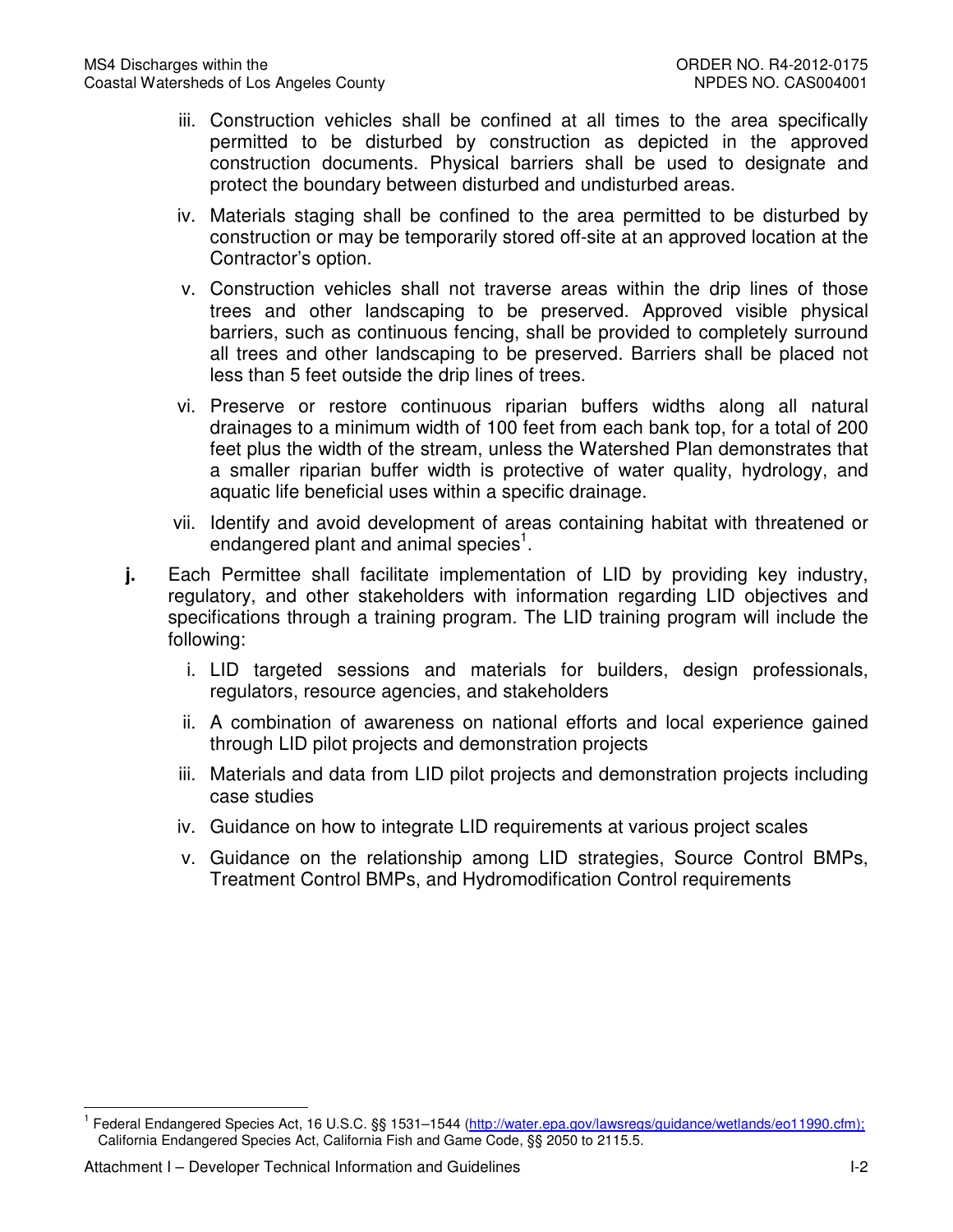iii. Construction vehicles shall be confined at all times to the area specifically permitted to be disturbed by construction as depicted in the approved construction documents. Physical barriers shall be used to designate and protect the boundary between disturbed and undisturbed areas.

iv. Materials staging shall be confined to the area permitted to be disturbed by construction or may be temporarily stored off-site at an approved location at the Contractor's option.

v. Construction vehicles shall not traverse areas within the drip lines of those trees and other landscaping to be preserved. Approved visible physical barriers, such as continuous fencing, shall be provided to completely surround all trees and other landscaping to be preserved. Barriers shall be placed not less than 5 feet outside the drip lines of trees.

vi. Preserve or restore continuous riparian buffers widths along all natural drainages to a minimum width of 100 feet from each bank top, for a total of 200 feet plus the width of the stream, unless the Watershed Plan demonstrates that a smaller riparian buffer width is protective of water quality, hydrology, and aquatic life beneficial uses within a specific drainage.

vii. Identify and avoid development of areas containing habitat with threatened or endangered plant and animal species[1].

**j.** Each Permittee shall facilitate implementation of LID by providing key industry, regulatory, and other stakeholders with information regarding LID objectives and specifications through a training program. The LID training program will include the following:

i. LID targeted sessions and materials for builders, design professionals, regulators, resource agencies, and stakeholders

ii. A combination of awareness on national efforts and local experience gained through LID pilot projects and demonstration projects

iii. Materials and data from LID pilot projects and demonstration projects including case studies

iv. Guidance on how to integrate LID requirements at various project scales

v. Guidance on the relationship among LID strategies, Source Control BMPs, Treatment Control BMPs, and Hydromodification Control requirements

---

[1] Federal Endangered Species Act, 16 U.S.C. §§ 1531–1544 (http://water.epa.gov/lawsregs/guidance/wetlands/eo11990.cfm); California Endangered Species Act, California Fish and Game Code, §§ 2050 to 2115.5.